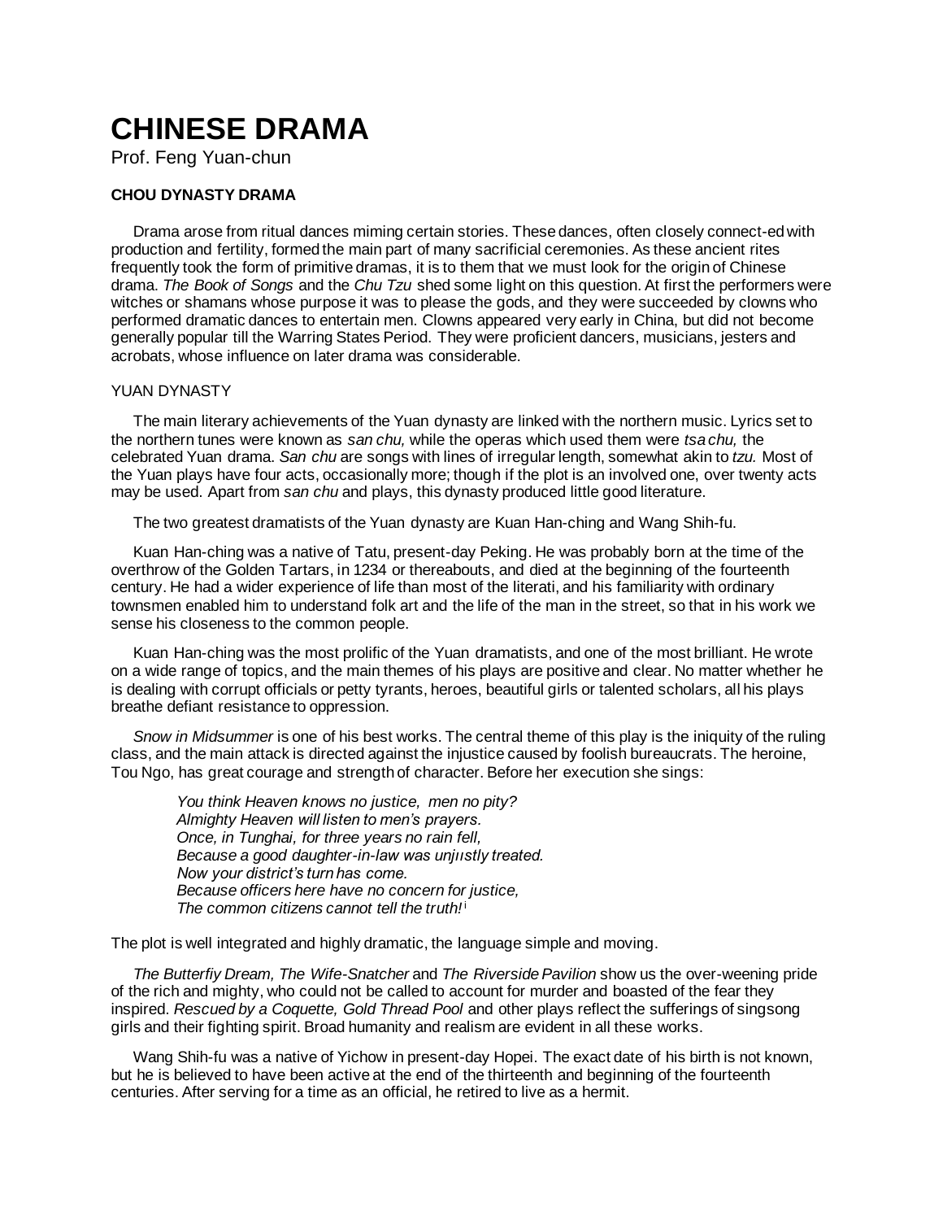# CHINESE DRAMA

Prof. Feng Yuan-chun

### CHOU DYNASTY DRAMA

Drama arose from ritual dances miming certain stories. These dances, often closely connect-ed with production and fertility, formed the main part of many sacrificial ceremonies. As these ancient rites frequently took the form of primitive dramas, it is to them that we must look for the origin of Chinese drama. *The Book of Songs* and the *Chu Tzu* shed some light on this question. At first the performers were witches or shamans whose purpose it was to please the gods, and they were succeeded by clowns who performed dramatic dances to entertain men. Clowns appeared very early in China, but did not become generally popular till the Warring States Period. They were proficient dancers, musicians, jesters and acrobats, whose influence on later drama was considerable.

### YUAN DYNASTY

The main literary achievements of the Yuan dynasty are linked with the northern music. Lyrics set to the northern tunes were known as *san chu,* while the operas which used them were *tsa chu,* the celebrated Yuan drama. *San chu* are songs with lines of irregular length, somewhat akin to *tzu.* Most of the Yuan plays have four acts, occasionally more; though if the plot is an involved one, over twenty acts may be used. Apart from *san chu* and plays, this dynasty produced little good literature.

The two greatest dramatists of the Yuan dynasty are Kuan Han-ching and Wang Shih-fu.

Kuan Han-ching was a native of Tatu, present-day Peking. He was probably born at the time of the overthrow of the Golden Tartars, in 1234 or thereabouts, and died at the beginning of the fourteenth century. He had a wider experience of life than most of the literati, and his familiarity with ordinary townsmen enabled him to understand folk art and the life of the man in the street, so that in his work we sense his closeness to the common people.

Kuan Han-ching was the most prolific of the Yuan dramatists, and one of the most brilliant. He wrote on a wide range of topics, and the main themes of his plays are positive and clear. No matter whether he is dealing with corrupt officials or petty tyrants, heroes, beautiful girls or talented scholars, all his plays breathe defiant resistance to oppression.

*Snow in Midsummer* is one of his best works. The central theme of this play is the iniquity of the ruling class, and the main attack is directed against the injustice caused by foolish bureaucrats. The heroine, Tou Ngo, has great courage and strength of character. Before her execution she sings:

> *You think Heaven knows no justice, men no pity?*
> *Almighty Heaven will listen to men's prayers.*
> *Once, in Tunghai, for three years no rain fell,*
> *Because a good daughter-in-law was unjustly treated.*
> *Now your district's turn has come.*
> *Because officers here have no concern for justice,*
> *The common citizens cannot tell the truth!*[i]

The plot is well integrated and highly dramatic, the language simple and moving.

*The Butterfiy Dream, The Wife-Snatcher* and *The Riverside Pavilion* show us the over-weening pride of the rich and mighty, who could not be called to account for murder and boasted of the fear they inspired. *Rescued by a Coquette, Gold Thread Pool* and other plays reflect the sufferings of singsong girls and their fighting spirit. Broad humanity and realism are evident in all these works.

Wang Shih-fu was a native of Yichow in present-day Hopei. The exact date of his birth is not known, but he is believed to have been active at the end of the thirteenth and beginning of the fourteenth centuries. After serving for a time as an official, he retired to live as a hermit.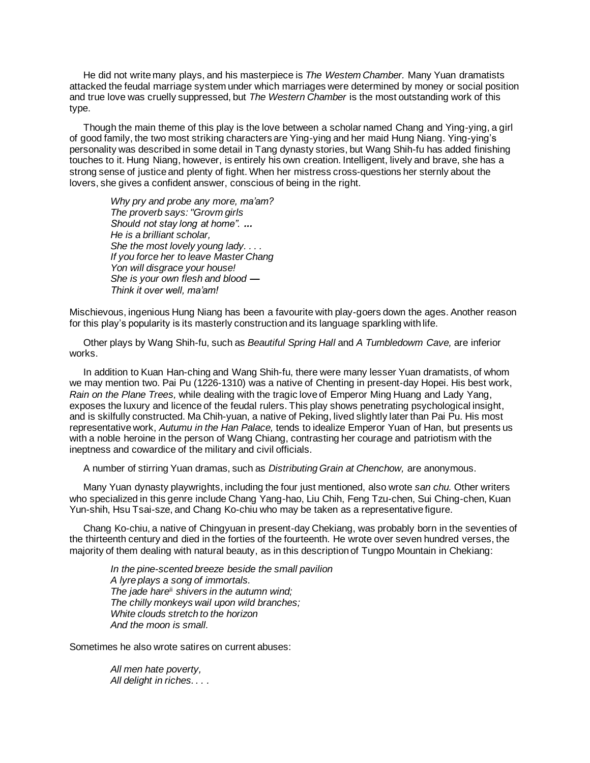He did not write many plays, and his masterpiece is *The Westem Chamber.* Many Yuan dramatists attacked the feudal marriage system under which marriages were determined by money or social position and true love was cruelly suppressed, but *The Western Chamber* is the most outstanding work of this type.

Though the main theme of this play is the love between a scholar named Chang and Ying-ying, a girl of good family, the two most striking characters are Ying-ying and her maid Hung Niang. Ying-ying's personality was described in some detail in Tang dynasty stories, but Wang Shih-fu has added finishing touches to it. Hung Niang, however, is entirely his own creation. Intelligent, lively and brave, she has a strong sense of justice and plenty of fight. When her mistress cross-questions her sternly about the lovers, she gives a confident answer, conscious of being in the right.

> *Why pry and probe any more, ma'am?*
> *The proverb says: "Grovm girls*
> *Should not stay long at home". ...*
> *He is a brilliant scholar,*
> *She the most lovely young lady. . . .*
> *If you force her to leave Master Chang*
> *Yon will disgrace your house!*
> *She is your own flesh and blood —*
> *Think it over well, ma'am!*

Mischievous, ingenious Hung Niang has been a favourite with play-goers down the ages. Another reason for this play's popularity is its masterly construction and its language sparkling with life.

Other plays by Wang Shih-fu, such as *Beautiful Spring Hall* and *A Tumbledowm Cave,* are inferior works.

In addition to Kuan Han-ching and Wang Shih-fu, there were many lesser Yuan dramatists, of whom we may mention two. Pai Pu (1226-1310) was a native of Chenting in present-day Hopei. His best work, *Rain on the Plane Trees,* while dealing with the tragic love of Emperor Ming Huang and Lady Yang, exposes the luxury and licence of the feudal rulers. This play shows penetrating psychological insight, and is skilfully constructed. Ma Chih-yuan, a native of Peking, lived slightly later than Pai Pu. His most representative work, *Autumu in the Han Palace,* tends to idealize Emperor Yuan of Han, but presents us with a noble heroine in the person of Wang Chiang, contrasting her courage and patriotism with the ineptness and cowardice of the military and civil officials.

A number of stirring Yuan dramas, such as *Distributing Grain at Chenchow,* are anonymous.

Many Yuan dynasty playwrights, including the four just mentioned, also wrote *san chu.* Other writers who specialized in this genre include Chang Yang-hao, Liu Chih, Feng Tzu-chen, Sui Ching-chen, Kuan Yun-shih, Hsu Tsai-sze, and Chang Ko-chiu who may be taken as a representative figure.

Chang Ko-chiu, a native of Chingyuan in present-day Chekiang, was probably born in the seventies of the thirteenth century and died in the forties of the fourteenth. He wrote over seven hundred verses, the majority of them dealing with natural beauty, as in this description of Tungpo Mountain in Chekiang:

> *In the pine-scented breeze beside the small pavilion*
> *A lyre plays a song of immortals.*
> *The jade hare*[ii] *shivers in the autumn wind;*
> *The chilly monkeys wail upon wild branches;*
> *White clouds stretch to the horizon*
> *And the moon is small.*

Sometimes he also wrote satires on current abuses:

> *All men hate poverty,*
> *All delight in riches. . . .*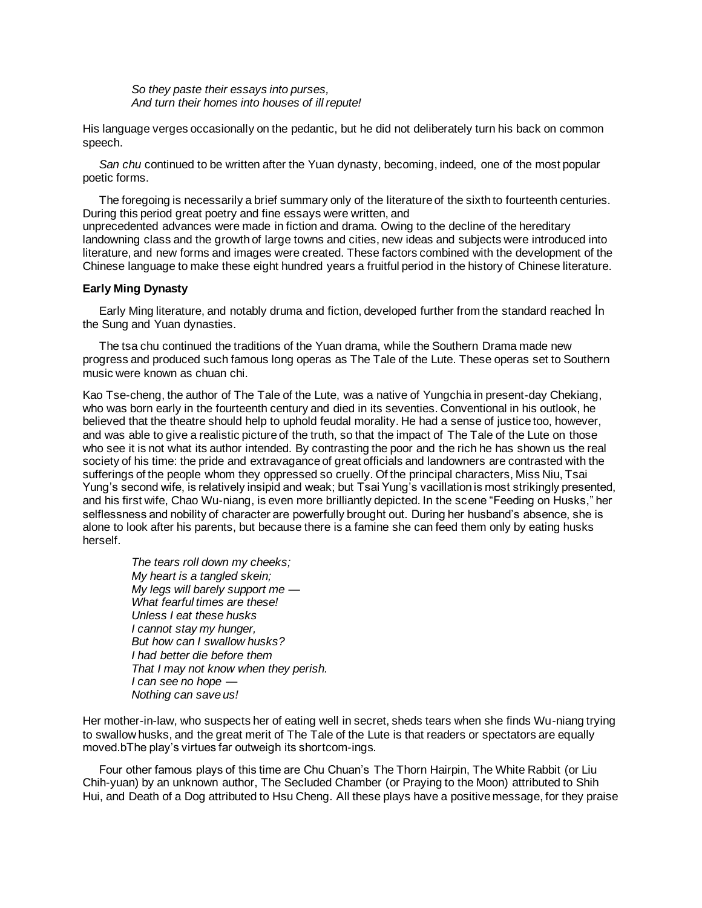*So they paste their essays into purses,*
*And turn their homes into houses of ill repute!*

His language verges occasionally on the pedantic, but he did not deliberately turn his back on common speech.

*San chu* continued to be written after the Yuan dynasty, becoming, indeed, one of the most popular poetic forms.

The foregoing is necessarily a brief summary only of the literature of the sixth to fourteenth centuries. During this period great poetry and fine essays were written, and unprecedented advances were made in fiction and drama. Owing to the decline of the hereditary landowning class and the growth of large towns and cities, new ideas and subjects were introduced into literature, and new forms and images were created. These factors combined with the development of the Chinese language to make these eight hundred years a fruitful period in the history of Chinese literature.

**Early Ming Dynasty**

Early Ming literature, and notably druma and fiction, developed further from the standard reached İn the Sung and Yuan dynasties.

The tsa chu continued the traditions of the Yuan drama, while the Southern Drama made new progress and produced such famous long operas as The Tale of the Lute. These operas set to Southern music were known as chuan chi.

Kao Tse-cheng, the author of The Tale of the Lute, was a native of Yungchia in present-day Chekiang, who was born early in the fourteenth century and died in its seventies. Conventional in his outlook, he believed that the theatre should help to uphold feudal morality. He had a sense of justice too, however, and was able to give a realistic picture of the truth, so that the impact of The Tale of the Lute on those who see it is not what its author intended. By contrasting the poor and the rich he has shown us the real society of his time: the pride and extravagance of great officials and landowners are contrasted with the sufferings of the people whom they oppressed so cruelly. Of the principal characters, Miss Niu, Tsai Yung's second wife, is relatively insipid and weak; but Tsai Yung's vacillation is most strikingly presented, and his first wife, Chao Wu-niang, is even more brilliantly depicted. In the scene "Feeding on Husks," her selflessness and nobility of character are powerfully brought out. During her husband's absence, she is alone to look after his parents, but because there is a famine she can feed them only by eating husks herself.

*The tears roll down my cheeks;*
*My heart is a tangled skein;*
*My legs will barely support me —*
*What fearful times are these!*
*Unless I eat these husks*
*I cannot stay my hunger,*
*But how can I swallow husks?*
*I had better die before them*
*That I may not know when they perish.*
*I can see no hope —*
*Nothing can save us!*

Her mother-in-law, who suspects her of eating well in secret, sheds tears when she finds Wu-niang trying to swallow husks, and the great merit of The Tale of the Lute is that readers or spectators are equally moved.bThe play's virtues far outweigh its shortcom-ings.

Four other famous plays of this time are Chu Chuan's The Thorn Hairpin, The White Rabbit (or Liu Chih-yuan) by an unknown author, The Secluded Chamber (or Praying to the Moon) attributed to Shih Hui, and Death of a Dog attributed to Hsu Cheng. All these plays have a positive message, for they praise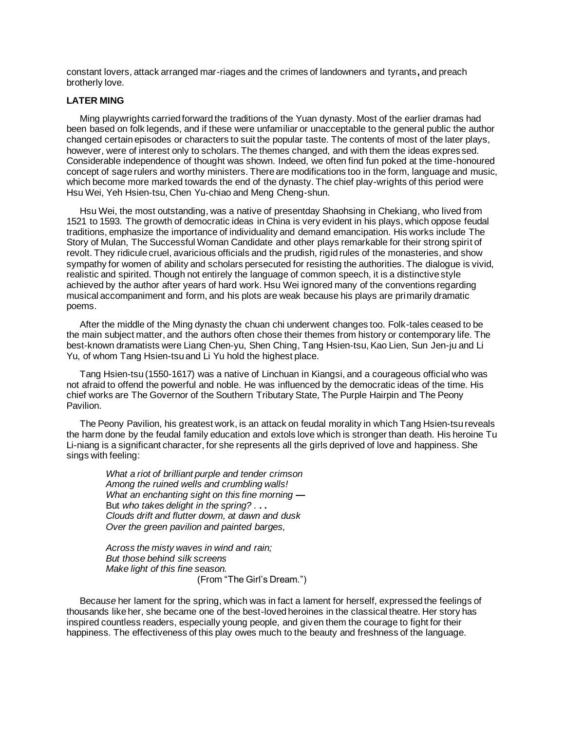constant lovers, attack arranged mar-riages and the crimes of landowners and tyrants, and preach brotherly love.

## LATER MING

Ming playwrights carried forward the traditions of the Yuan dynasty. Most of the earlier dramas had been based on folk legends, and if these were unfamiliar or unacceptable to the general public the author changed certain episodes or characters to suit the popular taste. The contents of most of the later plays, however, were of interest only to scholars. The themes changed, and with them the ideas expressed. Considerable independence of thought was shown. Indeed, we often find fun poked at the time-honoured concept of sage rulers and worthy ministers. There are modifications too in the form, language and music, which become more marked towards the end of the dynasty. The chief play-wrights of this period were Hsu Wei, Yeh Hsien-tsu, Chen Yu-chiao and Meng Cheng-shun.

Hsu Wei, the most outstanding, was a native of presentday Shaohsing in Chekiang, who lived from 1521 to 1593. The growth of democratic ideas in China is very evident in his plays, which oppose feudal traditions, emphasize the importance of individuality and demand emancipation. His works include The Story of Mulan, The Successful Woman Candidate and other plays remarkable for their strong spirit of revolt. They ridicule cruel, avaricious officials and the prudish, rigid rules of the monasteries, and show sympathy for women of ability and scholars persecuted for resisting the authorities. The dialogue is vivid, realistic and spirited. Though not entirely the language of common speech, it is a distinctive style achieved by the author after years of hard work. Hsu Wei ignored many of the conventions regarding musical accompaniment and form, and his plots are weak because his plays are primarily dramatic poems.

After the middle of the Ming dynasty the chuan chi underwent changes too. Folk-tales ceased to be the main subject matter, and the authors often chose their themes from history or contemporary life. The best-known dramatists were Liang Chen-yu, Shen Ching, Tang Hsien-tsu, Kao Lien, Sun Jen-ju and Li Yu, of whom Tang Hsien-tsu and Li Yu hold the highest place.

Tang Hsien-tsu (1550-1617) was a native of Linchuan in Kiangsi, and a courageous official who was not afraid to offend the powerful and noble. He was influenced by the democratic ideas of the time. His chief works are The Governor of the Southern Tributary State, The Purple Hairpin and The Peony Pavilion.

The Peony Pavilion, his greatest work, is an attack on feudal morality in which Tang Hsien-tsu reveals the harm done by the feudal family education and extols love which is stronger than death. His heroine Tu Li-niang is a significant character, for she represents all the girls deprived of love and happiness. She sings with feeling:

> *What a riot of brilliant purple and tender crimson*
> *Among the ruined wells and crumbling walls!*
> *What an enchanting sight on this fine morning* —
> But *who takes delight in the spring?* . . .
> *Clouds drift and flutter dowm, at dawn and dusk*
> *Over the green pavilion and painted barges,*
>
> *Across the misty waves in wind and rain;*
> *But those behind silk screens*
> *Make light of this fine season.*
> (From "The Girl's Dream.")

Because her lament for the spring, which was in fact a lament for herself, expressed the feelings of thousands like her, she became one of the best-loved heroines in the classical theatre. Her story has inspired countless readers, especially young people, and given them the courage to fight for their happiness. The effectiveness of this play owes much to the beauty and freshness of the language.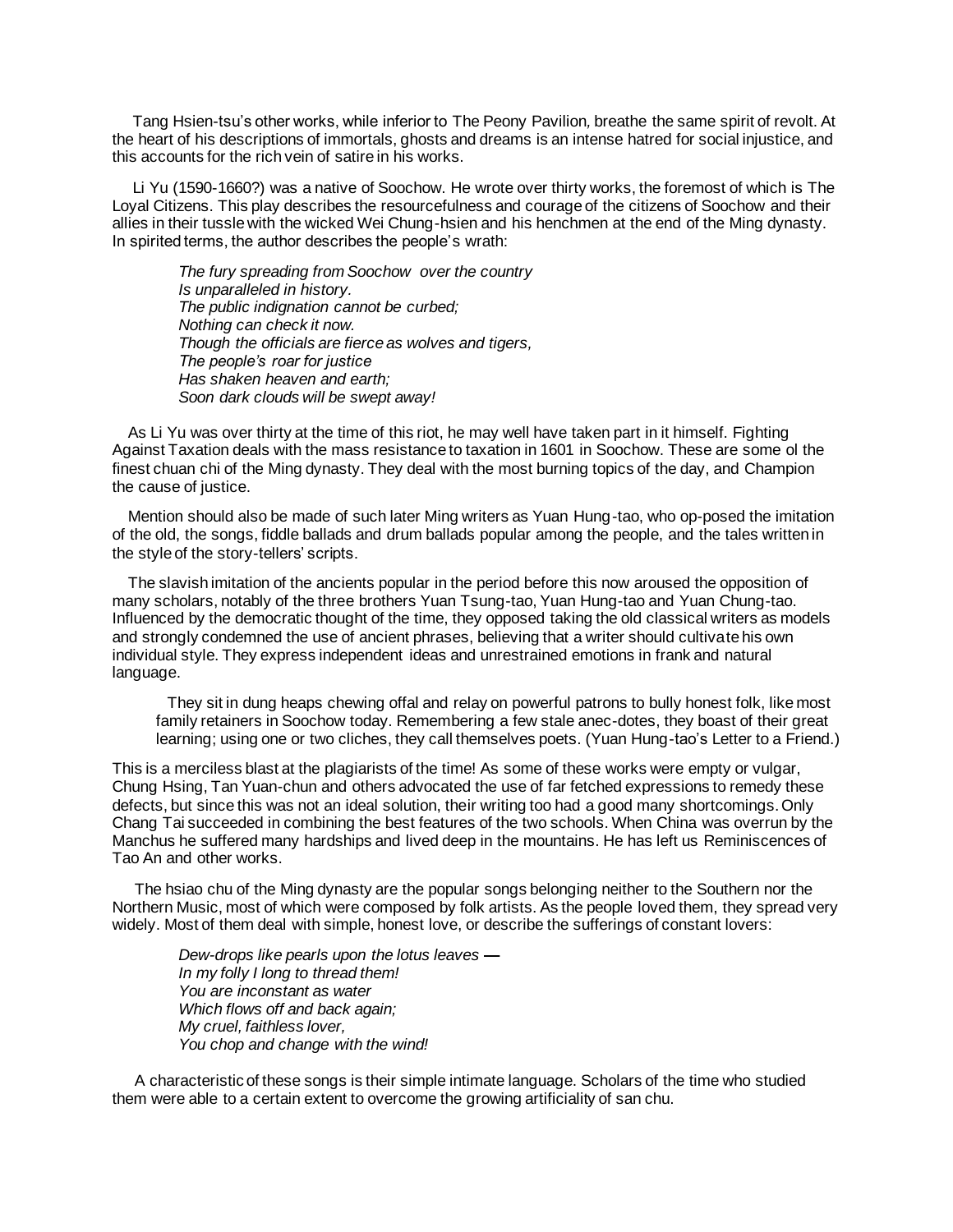Tang Hsien-tsu's other works, while inferior to The Peony Pavilion, breathe the same spirit of revolt. At the heart of his descriptions of immortals, ghosts and dreams is an intense hatred for social injustice, and this accounts for the rich vein of satire in his works.

Li Yu (1590-1660?) was a native of Soochow. He wrote over thirty works, the foremost of which is The Loyal Citizens. This play describes the resourcefulness and courage of the citizens of Soochow and their allies in their tussle with the wicked Wei Chung-hsien and his henchmen at the end of the Ming dynasty. In spirited terms, the author describes the people's wrath:

> *The fury spreading from Soochow over the country*
> *Is unparalleled in history.*
> *The public indignation cannot be curbed;*
> *Nothing can check it now.*
> *Though the officials are fierce as wolves and tigers,*
> *The people's roar for justice*
> *Has shaken heaven and earth;*
> *Soon dark clouds will be swept away!*

As Li Yu was over thirty at the time of this riot, he may well have taken part in it himself. Fighting Against Taxation deals with the mass resistance to taxation in 1601 in Soochow. These are some ol the finest chuan chi of the Ming dynasty. They deal with the most burning topics of the day, and Champion the cause of justice.

Mention should also be made of such later Ming writers as Yuan Hung-tao, who op-posed the imitation of the old, the songs, fiddle ballads and drum ballads popular among the people, and the tales written in the style of the story-tellers' scripts.

The slavish imitation of the ancients popular in the period before this now aroused the opposition of many scholars, notably of the three brothers Yuan Tsung-tao, Yuan Hung-tao and Yuan Chung-tao. Influenced by the democratic thought of the time, they opposed taking the old classical writers as models and strongly condemned the use of ancient phrases, believing that a writer should cultivate his own individual style. They express independent ideas and unrestrained emotions in frank and natural language.

> They sit in dung heaps chewing offal and relay on powerful patrons to bully honest folk, like most family retainers in Soochow today. Remembering a few stale anec-dotes, they boast of their great learning; using one or two cliches, they call themselves poets. (Yuan Hung-tao's Letter to a Friend.)

This is a merciless blast at the plagiarists of the time! As some of these works were empty or vulgar, Chung Hsing, Tan Yuan-chun and others advocated the use of far fetched expressions to remedy these defects, but since this was not an ideal solution, their writing too had a good many shortcomings. Only Chang Tai succeeded in combining the best features of the two schools. When China was overrun by the Manchus he suffered many hardships and lived deep in the mountains. He has left us Reminiscences of Tao An and other works.

The hsiao chu of the Ming dynasty are the popular songs belonging neither to the Southern nor the Northern Music, most of which were composed by folk artists. As the people loved them, they spread very widely. Most of them deal with simple, honest love, or describe the sufferings of constant lovers:

> *Dew-drops like pearls upon the lotus leaves —*
> *In my folly I long to thread them!*
> *You are inconstant as water*
> *Which flows off and back again;*
> *My cruel, faithless lover,*
> *You chop and change with the wind!*

A characteristic of these songs is their simple intimate language. Scholars of the time who studied them were able to a certain extent to overcome the growing artificiality of san chu.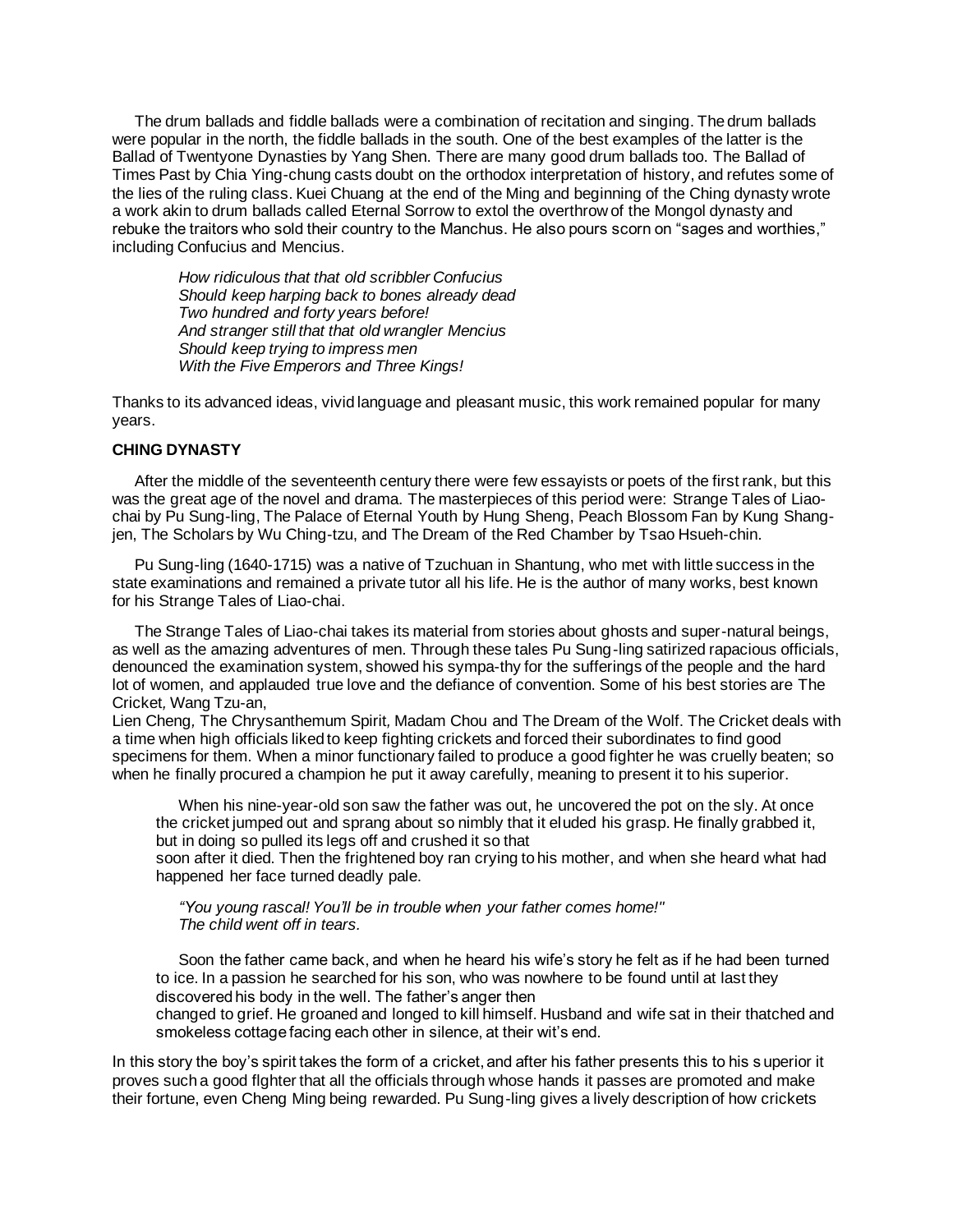The drum ballads and fiddle ballads were a combination of recitation and singing. The drum ballads were popular in the north, the fiddle ballads in the south. One of the best examples of the latter is the Ballad of Twentyone Dynasties by Yang Shen. There are many good drum ballads too. The Ballad of Times Past by Chia Ying-chung casts doubt on the orthodox interpretation of history, and refutes some of the lies of the ruling class. Kuei Chuang at the end of the Ming and beginning of the Ching dynasty wrote a work akin to drum ballads called Eternal Sorrow to extol the overthrow of the Mongol dynasty and rebuke the traitors who sold their country to the Manchus. He also pours scorn on "sages and worthies," including Confucius and Mencius.

> *How ridiculous that that old scribbler Confucius*
> *Should keep harping back to bones already dead*
> *Two hundred and forty years before!*
> *And stranger still that that old wrangler Mencius*
> *Should keep trying to impress men*
> *With the Five Emperors and Three Kings!*

Thanks to its advanced ideas, vivid language and pleasant music, this work remained popular for many years.

**CHING DYNASTY**

After the middle of the seventeenth century there were few essayists or poets of the first rank, but this was the great age of the novel and drama. The masterpieces of this period were: Strange Tales of Liao-chai by Pu Sung-ling, The Palace of Eternal Youth by Hung Sheng, Peach Blossom Fan by Kung Shang-jen, The Scholars by Wu Ching-tzu, and The Dream of the Red Chamber by Tsao Hsueh-chin.

Pu Sung-ling (1640-1715) was a native of Tzuchuan in Shantung, who met with little success in the state examinations and remained a private tutor all his life. He is the author of many works, best known for his Strange Tales of Liao-chai.

The Strange Tales of Liao-chai takes its material from stories about ghosts and super-natural beings, as well as the amazing adventures of men. Through these tales Pu Sung-ling satirized rapacious officials, denounced the examination system, showed his sympa-thy for the sufferings of the people and the hard lot of women, and applauded true love and the defiance of convention. Some of his best stories are The Cricket*,* Wang Tzu-an,
Lien Cheng*,* The Chrysanthemum Spirit*,* Madam Chou and The Dream of the Wolf. The Cricket deals with a time when high officials liked to keep fighting crickets and forced their subordinates to find good specimens for them. When a minor functionary failed to produce a good fighter he was cruelly beaten; so when he finally procured a champion he put it away carefully, meaning to present it to his superior.

> When his nine-year-old son saw the father was out, he uncovered the pot on the sly. At once the cricket jumped out and sprang about so nimbly that it eluded his grasp. He finally grabbed it, but in doing so pulled its legs off and crushed it so that
> soon after it died. Then the frightened boy ran crying to his mother, and when she heard what had happened her face turned deadly pale.
>
> *"You young rascal! You'll be in trouble when your father comes home!"*
> *The child went off in tears.*
>
> Soon the father came back, and when he heard his wife's story he felt as if he had been turned to ice. In a passion he searched for his son, who was nowhere to be found until at last they discovered his body in the well. The father's anger then
> changed to grief. He groaned and longed to kill himself. Husband and wife sat in their thatched and smokeless cottage facing each other in silence, at their wit's end.

In this story the boy's spirit takes the form of a cricket, and after his father presents this to his s uperior it proves such a good flghter that all the officials through whose hands it passes are promoted and make their fortune, even Cheng Ming being rewarded. Pu Sung-ling gives a lively description of how crickets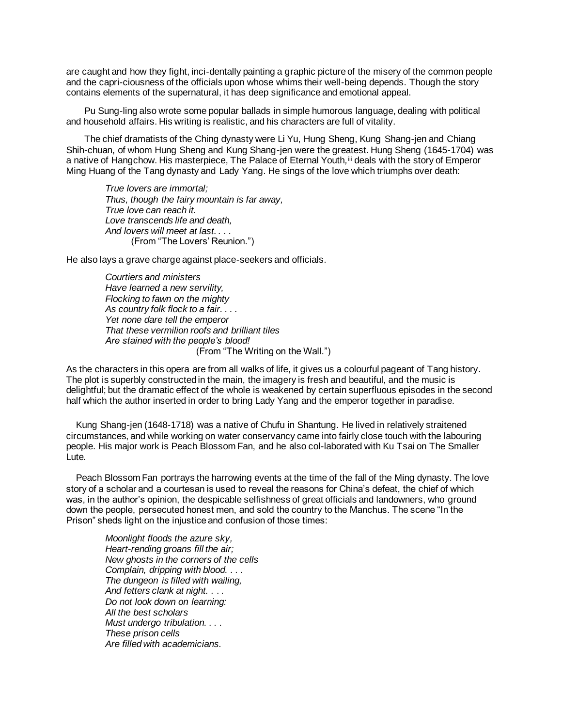are caught and how they fight, inci-dentally painting a graphic picture of the misery of the common people and the capri-ciousness of the officials upon whose whims their well-being depends. Though the story contains elements of the supernatural, it has deep significance and emotional appeal.

Pu Sung-ling also wrote some popular ballads in simple humorous language, dealing with political and household affairs. His writing is realistic, and his characters are full of vitality.

The chief dramatists of the Ching dynasty were Li Yu, Hung Sheng, Kung Shang-jen and Chiang Shih-chuan, of whom Hung Sheng and Kung Shang-jen were the greatest. Hung Sheng (1645-1704) was a native of Hangchow. His masterpiece, The Palace of Eternal Youth,[iii] deals with the story of Emperor Ming Huang of the Tang dynasty and Lady Yang. He sings of the love which triumphs over death:

> *True lovers are immortal;*
> *Thus, though the fairy mountain is far away,*
> *True love can reach it.*
> *Love transcends life and death,*
> *And lovers will meet at last. . . .*
> (From "The Lovers' Reunion.")

He also lays a grave charge against place-seekers and officials.

> *Courtiers and ministers*
> *Have learned a new servility,*
> *Flocking to fawn on the mighty*
> *As country folk flock to a fair. . . .*
> *Yet none dare tell the emperor*
> *That these vermilion roofs and brilliant tiles*
> *Are stained with the people's blood!*
> (From "The Writing on the Wall.")

As the characters in this opera are from all walks of life, it gives us a colourful pageant of Tang history. The plot is superbly constructed in the main, the imagery is fresh and beautiful, and the music is delightful; but the dramatic effect of the whole is weakened by certain superfluous episodes in the second half which the author inserted in order to bring Lady Yang and the emperor together in paradise.

Kung Shang-jen (1648-1718) was a native of Chufu in Shantung. He lived in relatively straitened circumstances, and while working on water conservancy came into fairly close touch with the labouring people. His major work is Peach Blossom Fan, and he also col-laborated with Ku Tsai on The Smaller Lute.

Peach Blossom Fan portrays the harrowing events at the time of the fall of the Ming dynasty. The love story of a scholar and a courtesan is used to reveal the reasons for China's defeat, the chief of which was, in the author's opinion, the despicable selfishness of great officials and landowners, who ground down the people, persecuted honest men, and sold the country to the Manchus. The scene "In the Prison" sheds light on the injustice and confusion of those times:

> *Moonlight floods the azure sky,*
> *Heart-rending groans fill the air;*
> *New ghosts in the corners of the cells*
> *Complain, dripping with blood. . . .*
> *The dungeon is filled with wailing,*
> *And fetters clank at night. . . .*
> *Do not look down on learning:*
> *All the best scholars*
> *Must undergo tribulation. . . .*
> *These prison cells*
> *Are filled with academicians.*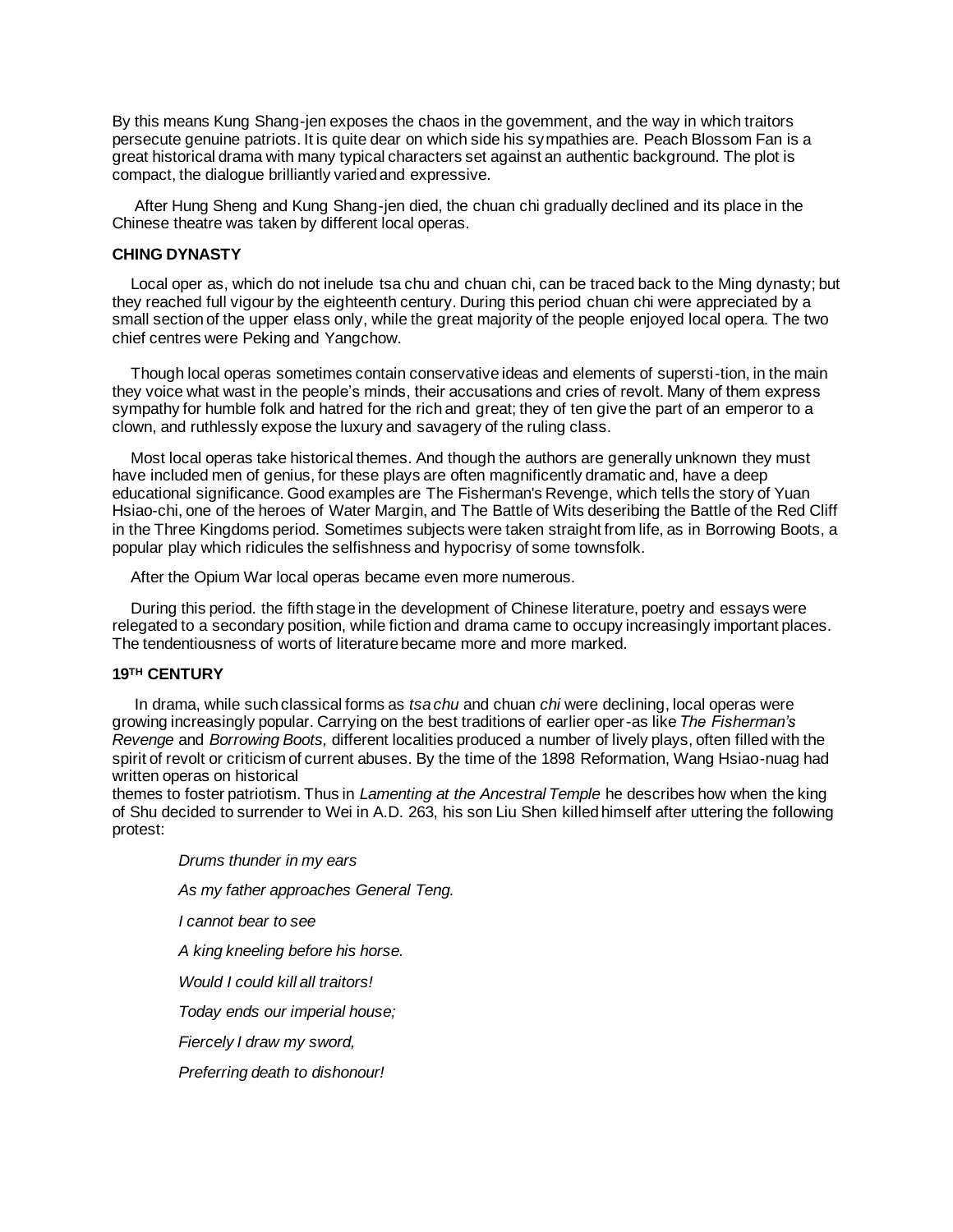By this means Kung Shang-jen exposes the chaos in the govemment, and the way in which traitors persecute genuine patriots. It is quite dear on which side his sympathies are. Peach Blossom Fan is a great historical drama with many typical characters set against an authentic background. The plot is compact, the dialogue brilliantly varied and expressive.

After Hung Sheng and Kung Shang-jen died, the chuan chi gradually declined and its place in the Chinese theatre was taken by different local operas.

**CHING DYNASTY**

Local oper as, which do not inelude tsa chu and chuan chi, can be traced back to the Ming dynasty; but they reached full vigour by the eighteenth century. During this period chuan chi were appreciated by a small section of the upper elass only, while the great majority of the people enjoyed local opera. The two chief centres were Peking and Yangchow.

Though local operas sometimes contain conservative ideas and elements of supersti-tion, in the main they voice what wast in the people's minds, their accusations and cries of revolt. Many of them express sympathy for humble folk and hatred for the rich and great; they of ten give the part of an emperor to a clown, and ruthlessly expose the luxury and savagery of the ruling class.

Most local operas take historical themes. And though the authors are generally unknown they must have included men of genius, for these plays are often magnificently dramatic and, have a deep educational significance. Good examples are The Fisherman's Revenge, which tells the story of Yuan Hsiao-chi, one of the heroes of Water Margin, and The Battle of Wits deseribing the Battle of the Red Cliff in the Three Kingdoms period. Sometimes subjects were taken straight from life, as in Borrowing Boots, a popular play which ridicules the selfishness and hypocrisy of some townsfolk.

After the Opium War local operas became even more numerous.

During this period. the fifth stage in the development of Chinese literature, poetry and essays were relegated to a secondary position, while fiction and drama came to occupy increasingly important places. The tendentiousness of worts of literature became more and more marked.

**19TH CENTURY**

In drama, while such classical forms as *tsa chu* and chuan *chi* were declining, local operas were growing increasingly popular. Carrying on the best traditions of earlier oper-as like *The Fisherman's Revenge* and *Borrowing Boots,* different localities produced a number of lively plays, often filled with the spirit of revolt or criticism of current abuses. By the time of the 1898 Reformation, Wang Hsiao-nuag had written operas on historical themes to foster patriotism. Thus in *Lamenting at the Ancestral Temple* he describes how when the king of Shu decided to surrender to Wei in A.D. 263, his son Liu Shen killed himself after uttering the following protest:

*Drums thunder in my ears*

*As my father approaches General Teng.*

*I cannot bear to see*

*A king kneeling before his horse.*

*Would I could kill all traitors!*

*Today ends our imperial house;*

*Fiercely I draw my sword,*

*Preferring death to dishonour!*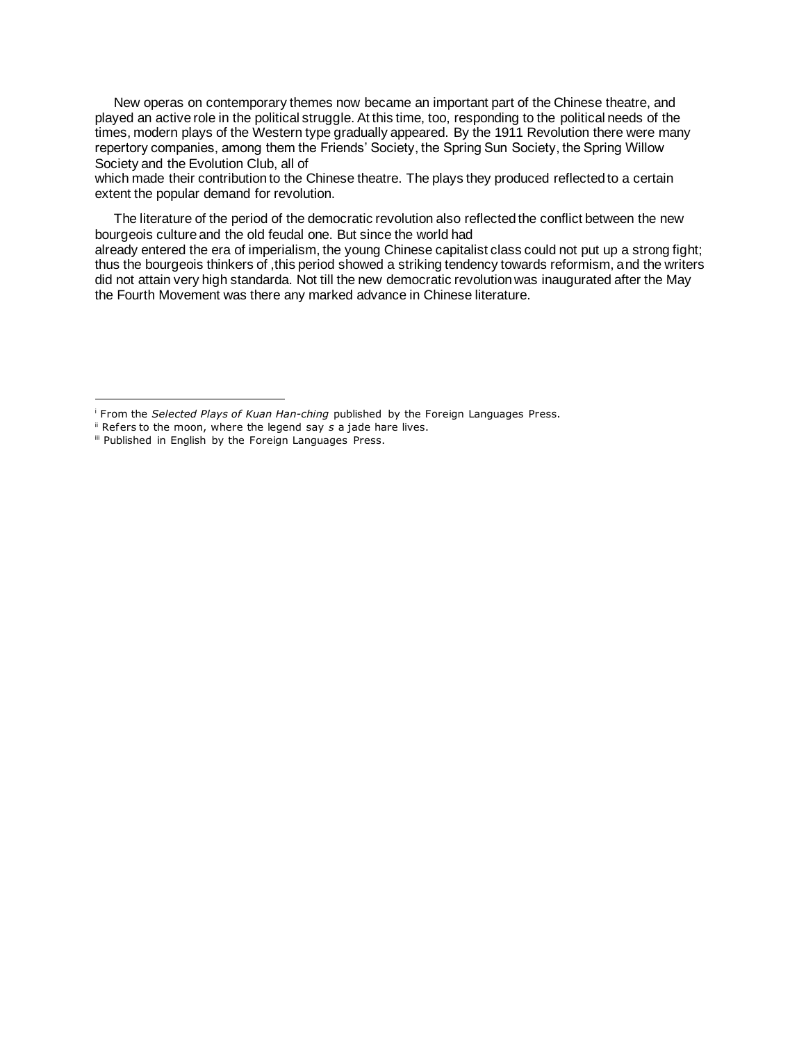New operas on contemporary themes now became an important part of the Chinese theatre, and played an active role in the political struggle. At this time, too, responding to the political needs of the times, modern plays of the Western type gradually appeared. By the 1911 Revolution there were many repertory companies, among them the Friends' Society, the Spring Sun Society, the Spring Willow Society and the Evolution Club, all of which made their contribution to the Chinese theatre. The plays they produced reflected to a certain extent the popular demand for revolution.

The literature of the period of the democratic revolution also reflected the conflict between the new bourgeois culture and the old feudal one. But since the world had already entered the era of imperialism, the young Chinese capitalist class could not put up a strong fight; thus the bourgeois thinkers of ,this period showed a striking tendency towards reformism, and the writers did not attain very high standarda. Not till the new democratic revolution was inaugurated after the May the Fourth Movement was there any marked advance in Chinese literature.

---

[i] From the *Selected Plays of Kuan Han-ching* published by the Foreign Languages Press.

[ii] Refers to the moon, where the legend say *s* a jade hare lives.

[iii] Published in English by the Foreign Languages Press.